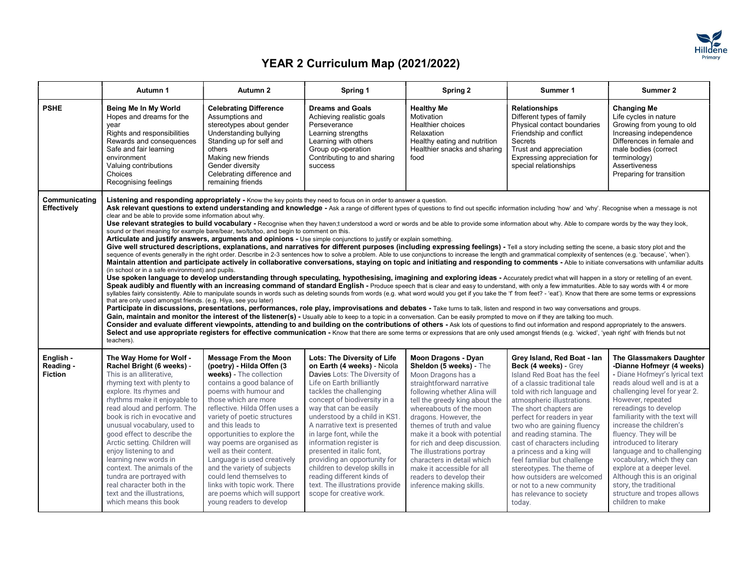# YEAR 2 Curriculum Map (2021/2022)

| | Autumn 1 | Autumn 2 | Spring 1 | Spring 2 | Summer 1 | Summer 2 |
|---|---|---|---|---|---|---|
| **PSHE** | **Being Me In My World**<br>Hopes and dreams for the year<br>Rights and responsibilities<br>Rewards and consequences<br>Safe and fair learning environment<br>Valuing contributions<br>Choices<br>Recognising feelings | **Celebrating Difference**<br>Assumptions and stereotypes about gender<br>Understanding bullying<br>Standing up for self and others<br>Making new friends<br>Gender diversity<br>Celebrating difference and remaining friends | **Dreams and Goals**<br>Achieving realistic goals<br>Perseverance<br>Learning strengths<br>Learning with others<br>Group op-operation<br>Contributing to and sharing success | **Healthy Me**<br>Motivation<br>Healthier choices<br>Relaxation<br>Healthy eating and nutrition<br>Healthier snacks and sharing food | **Relationships**<br>Different types of family<br>Physical contact boundaries<br>Friendship and conflict<br>Secrets<br>Trust and appreciation<br>Expressing appreciation for special relationships | **Changing Me**<br>Life cycles in nature<br>Growing from young to old<br>Increasing independence<br>Differences in female and male bodies (correct terminology)<br>Assertiveness<br>Preparing for transition |
| **Communicating Effectively** | **Listening and responding appropriately -** Know the key points they need to focus on in order to answer a question.<br>**Ask relevant questions to extend understanding and knowledge -** Ask a range of different types of questions to find out specific information including 'how' and 'why'. Recognise when a message is not clear and be able to provide some information about why.<br>**Use relevant strategies to build vocabulary -** Recognise when they haven;t understood a word or words and be able to provide some information about why. Able to compare words by the way they look, sound or theri meaning for example bare/bear, two/to/too, and begin to comment on this.<br>**Articulate and justify answers, arguments and opinions -** Use simple conjunctions to justify or explain something.<br>**Give well structured descriptions, explanations, and narratives for different purposes (including expressing feelings) -** Tell a story including setting the scene, a basic story plot and the sequence of events generally in the right order. Describe in 2-3 sentences how to solve a problem. Able to use conjunctions to increase the length and grammatical complexity of sentences (e.g. 'because', 'when').<br>**Maintain attention and participate actively in collaborative conversations, staying on topic and initiating and responding to comments -** Able to initiate conversations with unfamiliar adults (in school or in a safe environment) and pupils.<br>**Use spoken language to develop understanding through speculating, hypothesising, imagining and exploring ideas -** Accurately predict what will happen in a story or retelling of an event.<br>**Speak audibly and fluently with an increasing command of standard English -** Produce speech that is clear and easy to understand, with only a few immaturities. Able to say words with 4 or more syllables fairly consistently. Able to manipulate sounds in words such as deleting sounds from words (e.g. what word would you get if you take the 'f' from feet? - 'eat'). Know that there are some terms or expressions that are only used amongst friends. (e.g. Hiya, see you later)<br>**Participate in discussions, presentations, performances, role play, improvisations and debates -** Take turns to talk, listen and respond in two way conversations and groups.<br>**Gain, maintain and monitor the interest of the listener(s) -** Usually able to keep to a topic in a conversation. Can be easily prompted to move on if they are talking too much.<br>**Consider and evaluate different viewpoints, attending to and building on the contributions of others -** Ask lots of questions to find out information and respond appropriately to the answers.<br>**Select and use appropriate registers for effective communication -** Know that there are some terms or expressions that are only used amongst friends (e.g. 'wicked', 'yeah right' with friends but not teachers). | | | | | |
| **English - Reading - Fiction** | **The Way Home for Wolf - Rachel Bright (6 weeks)** - This is an alliterative, rhyming text with plenty to explore. Its rhymes and rhythms make it enjoyable to read aloud and perform. The book is rich in evocative and unusual vocabulary, used to good effect to describe the Arctic setting. Children will enjoy listening to and learning new words in context. The animals of the tundra are portrayed with real character both in the text and the illustrations, which means this book | **Message From the Moon (poetry) - Hilda Offen (3 weeks)** - The collection contains a good balance of poems with humour and those which are more reflective. Hilda Offen uses a variety of poetic structures and this leads to opportunities to explore the way poems are organised as well as their content. Language is used creatively and the variety of subjects could lend themselves to links with topic work. There are poems which will support young readers to develop | **Lots: The Diversity of Life on Earth (4 weeks)** - Nicola Davies Lots: The Diversity of Life on Earth brilliantly tackles the challenging concept of biodiversity in a way that can be easily understood by a child in KS1. A narrative text is presented in large font, while the information register is presented in italic font, providing an opportunity for children to develop skills in reading different kinds of text. The illustrations provide scope for creative work. | **Moon Dragons - Dyan Sheldon (5 weeks)** - The Moon Dragons has a straightforward narrative following whether Alina will tell the greedy king about the whereabouts of the moon dragons. However, the themes of truth and value make it a book with potential for rich and deep discussion. The illustrations portray characters in detail which make it accessible for all readers to develop their inference making skills. | **Grey Island, Red Boat - Ian Beck (4 weeks)** - Grey Island Red Boat has the feel of a classic traditional tale told with rich language and atmospheric illustrations. The short chapters are perfect for readers in year two who are gaining fluency and reading stamina. The cast of characters including a princess and a king will feel familiar but challenge stereotypes. The theme of how outsiders are welcomed or not to a new community has relevance to society today. | **The Glassmakers Daughter -Dianne Hofmeyr (4 weeks)** - Diane Hofmeyr's lyrical text reads aloud well and is at a challenging level for year 2. However, repeated rereadings to develop familiarity with the text will increase the children's fluency. They will be introduced to literary language and to challenging vocabulary, which they can explore at a deeper level. Although this is an original story, the traditional structure and tropes allows children to make |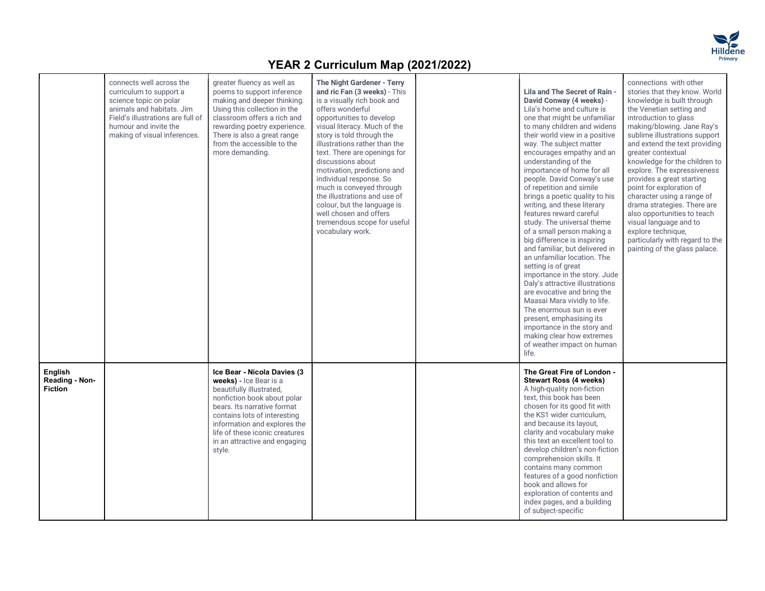# YEAR 2 Curriculum Map (2021/2022)

| | | | | | | |
|---|---|---|---|---|---|---|
| | connects well across the curriculum to support a science topic on polar animals and habitats. Jim Field's illustrations are full of humour and invite the making of visual inferences. | greater fluency as well as poems to support inference making and deeper thinking. Using this collection in the classroom offers a rich and rewarding poetry experience. There is also a great range from the accessible to the more demanding. | **The Night Gardener - Terry and ric Fan (3 weeks)** - This is a visually rich book and offers wonderful opportunities to develop visual literacy. Much of the story is told through the illustrations rather than the text. There are openings for discussions about motivation, predictions and individual response. So much is conveyed through the illustrations and use of colour, but the language is well chosen and offers tremendous scope for useful vocabulary work. | | **Lila and The Secret of Rain - David Conway (4 weeks)** - Lila's home and culture is one that might be unfamiliar to many children and widens their world view in a positive way. The subject matter encourages empathy and an understanding of the importance of home for all people. David Conway's use of repetition and simile brings a poetic quality to his writing, and these literary features reward careful study. The universal theme of a small person making a big difference is inspiring and familiar, but delivered in an unfamiliar location. The setting is of great importance in the story. Jude Daly's attractive illustrations are evocative and bring the Maasai Mara vividly to life. The enormous sun is ever present, emphasising its importance in the story and making clear how extremes of weather impact on human life. | connections with other stories that they know. World knowledge is built through the Venetian setting and introduction to glass making/blowing. Jane Ray's sublime illustrations support and extend the text providing greater contextual knowledge for the children to explore. The expressiveness provides a great starting point for exploration of character using a range of drama strategies. There are also opportunities to teach visual language and to explore technique, particularly with regard to the painting of the glass palace. |
| **English Reading - Non-Fiction** | | **Ice Bear - Nicola Davies (3 weeks)** - Ice Bear is a beautifully illustrated, nonfiction book about polar bears. Its narrative format contains lots of interesting information and explores the life of these iconic creatures in an attractive and engaging style. | | | **The Great Fire of London - Stewart Ross (4 weeks)** A high-quality non-fiction text, this book has been chosen for its good fit with the KS1 wider curriculum, and because its layout, clarity and vocabulary make this text an excellent tool to develop children's non-fiction comprehension skills. It contains many common features of a good nonfiction book and allows for exploration of contents and index pages, and a building of subject-specific | |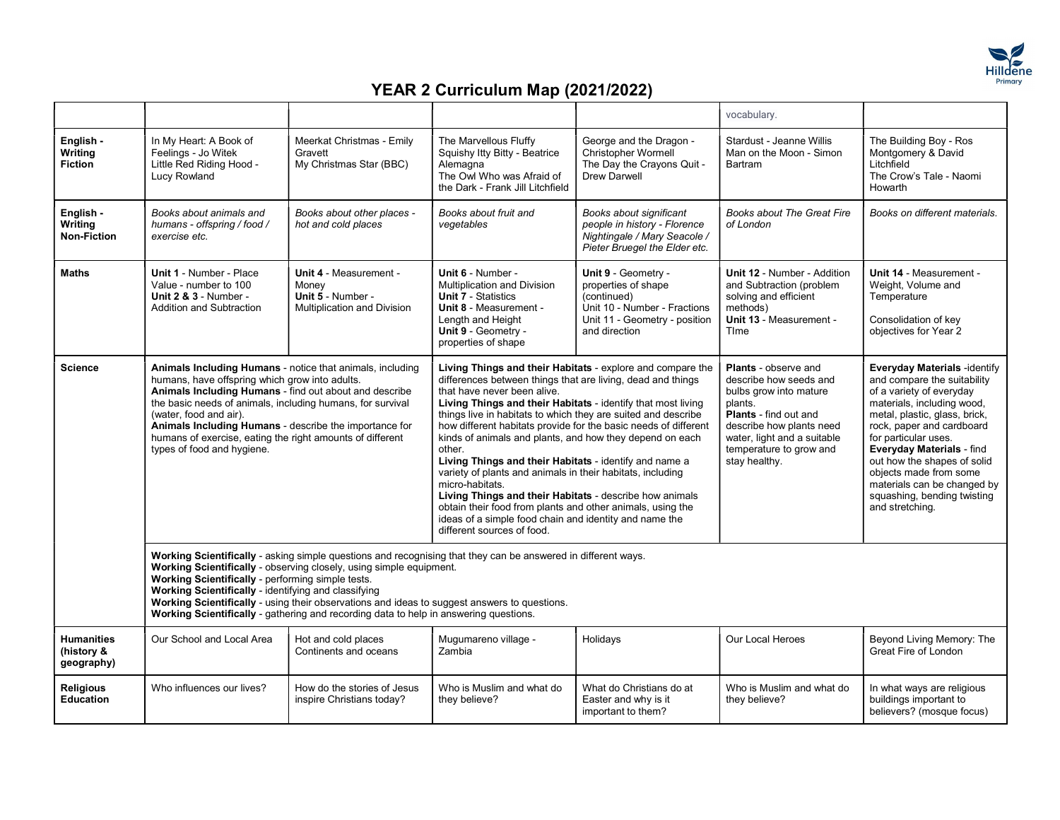# YEAR 2 Curriculum Map (2021/2022)

| | | | | | | |
|---|---|---|---|---|---|---|
| | | | | | vocabulary. | |
| **English - Writing Fiction** | In My Heart: A Book of Feelings - Jo Witek<br>Little Red Riding Hood - Lucy Rowland | Meerkat Christmas - Emily Gravett<br>My Christmas Star (BBC) | The Marvellous Fluffy Squishy Itty Bitty - Beatrice Alemagna<br>The Owl Who was Afraid of the Dark - Frank Jill Litchfield | George and the Dragon - Christopher Wormell<br>The Day the Crayons Quit - Drew Darwell | Stardust - Jeanne Willis<br>Man on the Moon - Simon Bartram | The Building Boy - Ros Montgomery & David Litchfield<br>The Crow's Tale - Naomi Howarth |
| **English - Writing Non-Fiction** | *Books about animals and humans - offspring / food / exercise etc.* | *Books about other places - hot and cold places* | *Books about fruit and vegetables* | *Books about significant people in history - Florence Nightingale / Mary Seacole / Pieter Bruegel the Elder etc.* | *Books about The Great Fire of London* | *Books on different materials.* |
| **Maths** | **Unit 1** - Number - Place Value - number to 100<br>**Unit 2 & 3** - Number - Addition and Subtraction | **Unit 4** - Measurement - Money<br>**Unit 5** - Number - Multiplication and Division | **Unit 6** - Number - Multiplication and Division<br>**Unit 7** - Statistics<br>**Unit 8** - Measurement - Length and Height<br>**Unit 9** - Geometry - properties of shape | **Unit 9** - Geometry - properties of shape (continued)<br>Unit 10 - Number - Fractions<br>Unit 11 - Geometry - position and direction | **Unit 12** - Number - Addition and Subtraction (problem solving and efficient methods)<br>**Unit 13** - Measurement - TIme | **Unit 14** - Measurement - Weight, Volume and Temperature<br><br>Consolidation of key objectives for Year 2 |
| **Science** | **Animals Including Humans** - notice that animals, including humans, have offspring which grow into adults.<br>**Animals Including Humans** - find out about and describe the basic needs of animals, including humans, for survival (water, food and air).<br>**Animals Including Humans** - describe the importance for humans of exercise, eating the right amounts of different types of food and hygiene. | | **Living Things and their Habitats** - explore and compare the differences between things that are living, dead and things that have never been alive.<br>**Living Things and their Habitats** - identify that most living things live in habitats to which they are suited and describe how different habitats provide for the basic needs of different kinds of animals and plants, and how they depend on each other.<br>**Living Things and their Habitats** - identify and name a variety of plants and animals in their habitats, including micro-habitats.<br>**Living Things and their Habitats** - describe how animals obtain their food from plants and other animals, using the ideas of a simple food chain and identity and name the different sources of food. | | **Plants** - observe and describe how seeds and bulbs grow into mature plants.<br>**Plants** - find out and describe how plants need water, light and a suitable temperature to grow and stay healthy. | **Everyday Materials** -identify and compare the suitability of a variety of everyday materials, including wood, metal, plastic, glass, brick, rock, paper and cardboard for particular uses.<br>**Everyday Materials** - find out how the shapes of solid objects made from some materials can be changed by squashing, bending twisting and stretching. |
| | **Working Scientifically** - asking simple questions and recognising that they can be answered in different ways.<br>**Working Scientifically** - observing closely, using simple equipment.<br>**Working Scientifically** - performing simple tests.<br>**Working Scientifically** - identifying and classifying<br>**Working Scientifically** - using their observations and ideas to suggest answers to questions.<br>**Working Scientifically** - gathering and recording data to help in answering questions. | | | | | |
| **Humanities (history & geography)** | Our School and Local Area | Hot and cold places<br>Continents and oceans | Mugumareno village - Zambia | Holidays | Our Local Heroes | Beyond Living Memory: The Great Fire of London |
| **Religious Education** | Who influences our lives? | How do the stories of Jesus inspire Christians today? | Who is Muslim and what do they believe? | What do Christians do at Easter and why is it important to them? | Who is Muslim and what do they believe? | In what ways are religious buildings important to believers? (mosque focus) |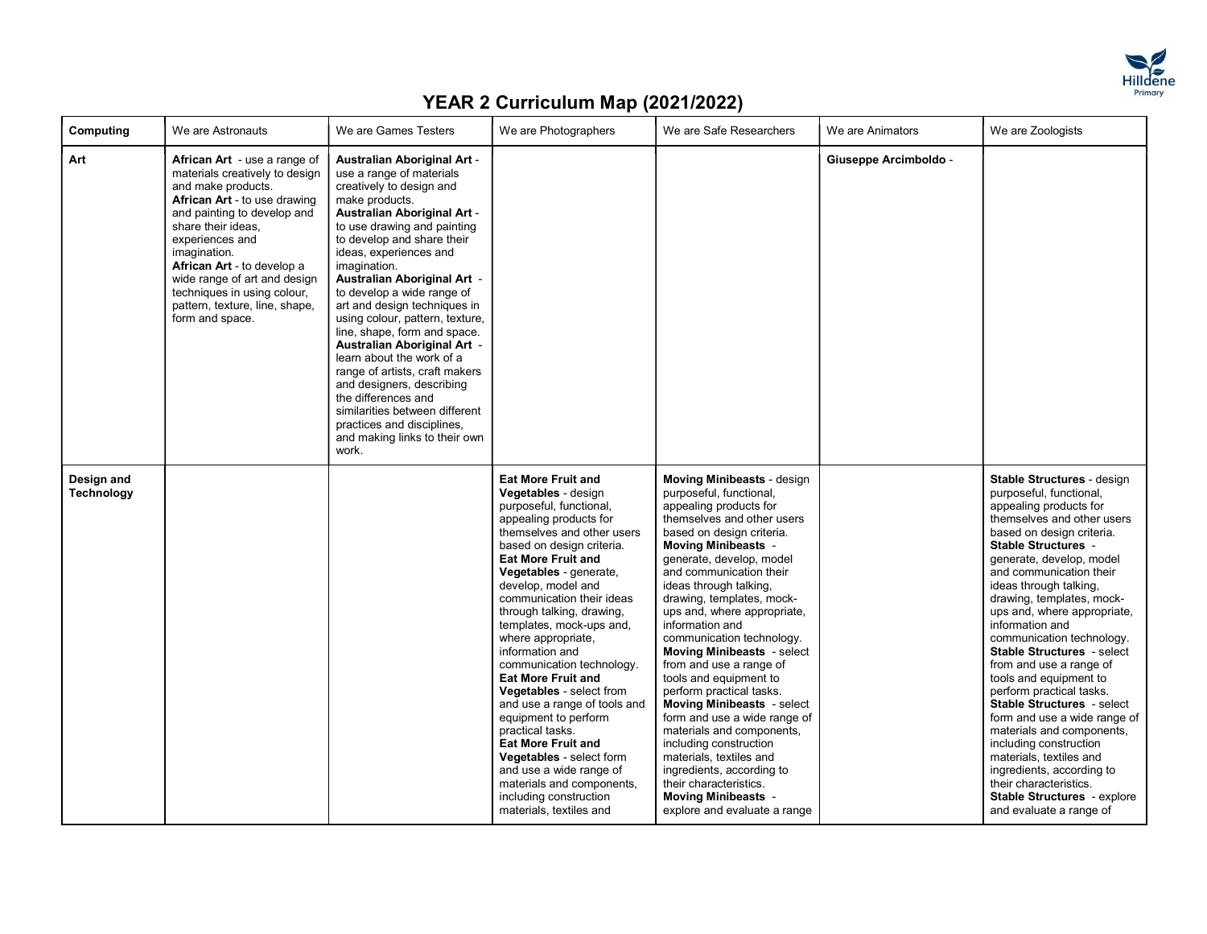# YEAR 2 Curriculum Map (2021/2022)

| Computing | We are Astronauts | We are Games Testers | We are Photographers | We are Safe Researchers | We are Animators | We are Zoologists |
|---|---|---|---|---|---|---|
| **Art** | **African Art** - use a range of materials creatively to design and make products. **African Art** - to use drawing and painting to develop and share their ideas, experiences and imagination. **African Art** - to develop a wide range of art and design techniques in using colour, pattern, texture, line, shape, form and space. | **Australian Aboriginal Art** - use a range of materials creatively to design and make products. **Australian Aboriginal Art** - to use drawing and painting to develop and share their ideas, experiences and imagination. **Australian Aboriginal Art** - to develop a wide range of art and design techniques in using colour, pattern, texture, line, shape, form and space. **Australian Aboriginal Art** - learn about the work of a range of artists, craft makers and designers, describing the differences and similarities between different practices and disciplines, and making links to their own work. | | | **Giuseppe Arcimboldo** - | |
| **Design and Technology** | | | **Eat More Fruit and Vegetables** - design purposeful, functional, appealing products for themselves and other users based on design criteria. **Eat More Fruit and Vegetables** - generate, develop, model and communication their ideas through talking, drawing, templates, mock-ups and, where appropriate, information and communication technology. **Eat More Fruit and Vegetables** - select from and use a range of tools and equipment to perform practical tasks. **Eat More Fruit and Vegetables** - select form and use a wide range of materials and components, including construction materials, textiles and | **Moving Minibeasts** - design purposeful, functional, appealing products for themselves and other users based on design criteria. **Moving Minibeasts** - generate, develop, model and communication their ideas through talking, drawing, templates, mock-ups and, where appropriate, information and communication technology. **Moving Minibeasts** - select from and use a range of tools and equipment to perform practical tasks. **Moving Minibeasts** - select form and use a wide range of materials and components, including construction materials, textiles and ingredients, according to their characteristics. **Moving Minibeasts** - explore and evaluate a range | | **Stable Structures** - design purposeful, functional, appealing products for themselves and other users based on design criteria. **Stable Structures** - generate, develop, model and communication their ideas through talking, drawing, templates, mock-ups and, where appropriate, information and communication technology. **Stable Structures** - select from and use a range of tools and equipment to perform practical tasks. **Stable Structures** - select form and use a wide range of materials and components, including construction materials, textiles and ingredients, according to their characteristics. **Stable Structures** - explore and evaluate a range of |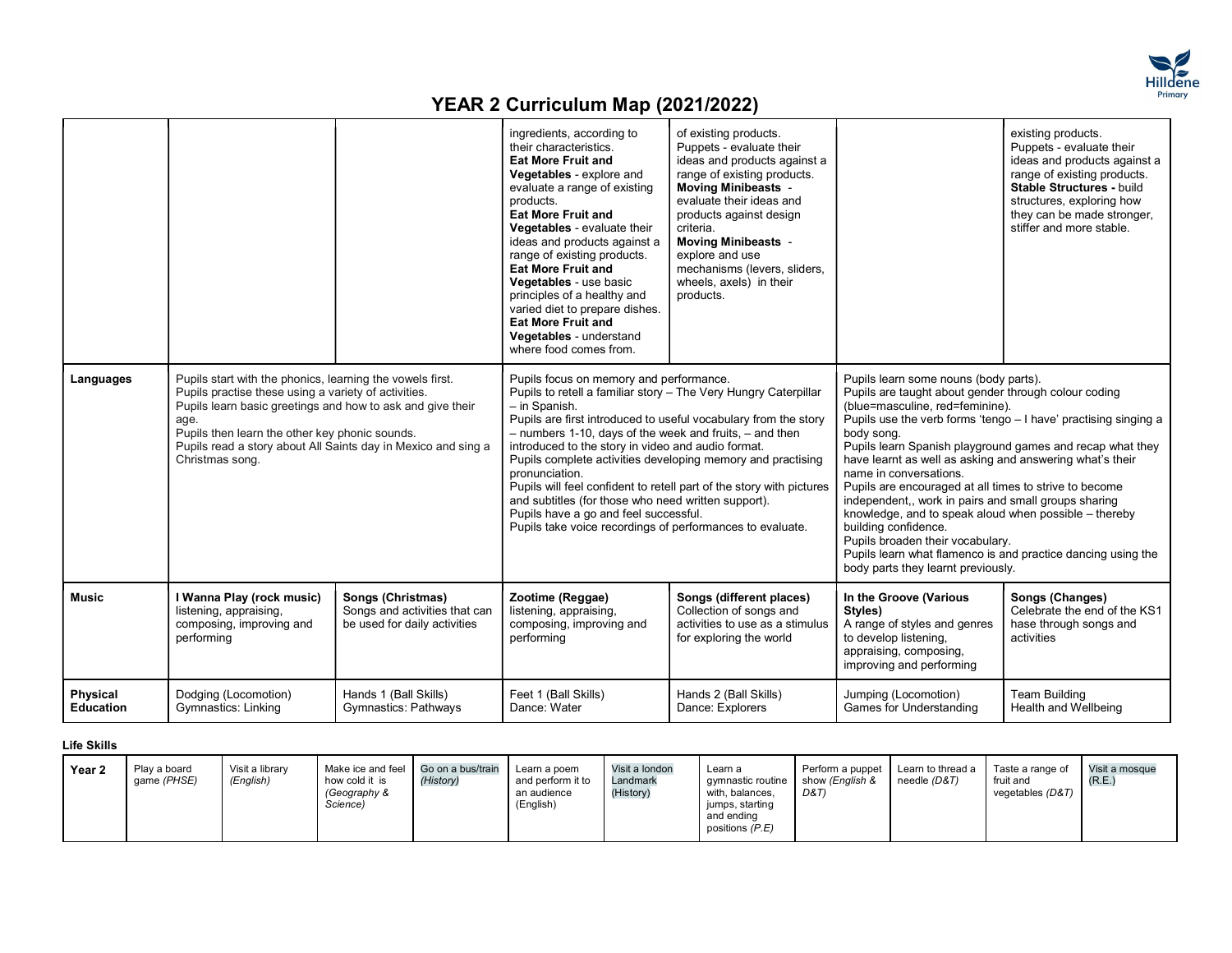# YEAR 2 Curriculum Map (2021/2022)

| | | | | | | |
|---|---|---|---|---|---|---|
| | | | ingredients, according to their characteristics. **Eat More Fruit and Vegetables** - explore and evaluate a range of existing products. **Eat More Fruit and Vegetables** - evaluate their ideas and products against a range of existing products. **Eat More Fruit and Vegetables** - use basic principles of a healthy and varied diet to prepare dishes. **Eat More Fruit and Vegetables** - understand where food comes from. | of existing products. Puppets - evaluate their ideas and products against a range of existing products. **Moving Minibeasts** - evaluate their ideas and products against design criteria. **Moving Minibeasts** - explore and use mechanisms (levers, sliders, wheels, axels) in their products. | | existing products. Puppets - evaluate their ideas and products against a range of existing products. **Stable Structures -** build structures, exploring how they can be made stronger, stiffer and more stable. |
| **Languages** | Pupils start with the phonics, learning the vowels first. Pupils practise these using a variety of activities. Pupils learn basic greetings and how to ask and give their age. Pupils then learn the other key phonic sounds. Pupils read a story about All Saints day in Mexico and sing a Christmas song. | | Pupils focus on memory and performance. Pupils to retell a familiar story – The Very Hungry Caterpillar – in Spanish. Pupils are first introduced to useful vocabulary from the story – numbers 1-10, days of the week and fruits, – and then introduced to the story in video and audio format. Pupils complete activities developing memory and practising pronunciation. Pupils will feel confident to retell part of the story with pictures and subtitles (for those who need written support). Pupils have a go and feel successful. Pupils take voice recordings of performances to evaluate. | | Pupils learn some nouns (body parts). Pupils are taught about gender through colour coding (blue=masculine, red=feminine). Pupils use the verb forms 'tengo – I have' practising singing a body song. Pupils learn Spanish playground games and recap what they have learnt as well as asking and answering what's their name in conversations. Pupils are encouraged at all times to strive to become independent,, work in pairs and small groups sharing knowledge, and to speak aloud when possible – thereby building confidence. Pupils broaden their vocabulary. Pupils learn what flamenco is and practice dancing using the body parts they learnt previously. | |
| **Music** | **I Wanna Play (rock music)** listening, appraising, composing, improving and performing | **Songs (Christmas)** Songs and activities that can be used for daily activities | **Zootime (Reggae)** listening, appraising, composing, improving and performing | **Songs (different places)** Collection of songs and activities to use as a stimulus for exploring the world | **In the Groove (Various Styles)** A range of styles and genres to develop listening, appraising, composing, improving and performing | **Songs (Changes)** Celebrate the end of the KS1 hase through songs and activities |
| **Physical Education** | Dodging (Locomotion) Gymnastics: Linking | Hands 1 (Ball Skills) Gymnastics: Pathways | Feet 1 (Ball Skills) Dance: Water | Hands 2 (Ball Skills) Dance: Explorers | Jumping (Locomotion) Games for Understanding | Team Building Health and Wellbeing |

**Life Skills**

| | | | | | | | | | | | |
|---|---|---|---|---|---|---|---|---|---|---|---|
| **Year 2** | Play a board game *(PHSE)* | Visit a library *(English)* | Make ice and feel how cold it is *(Geography & Science)* | Go on a bus/train *(History)* | Learn a poem and perform it to an audience (English) | Visit a london Landmark (History) | Learn a gymnastic routine with, balances, jumps, starting and ending positions *(P.E)* | Perform a puppet show *(English & D&T)* | Learn to thread a needle *(D&T)* | Taste a range of fruit and vegetables *(D&T)* | Visit a mosque (R.E.) |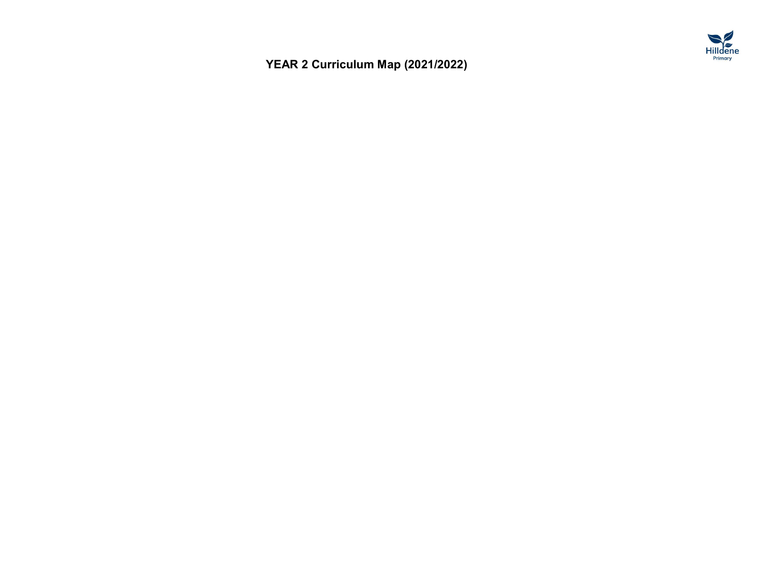**YEAR 2 Curriculum Map (2021/2022)**